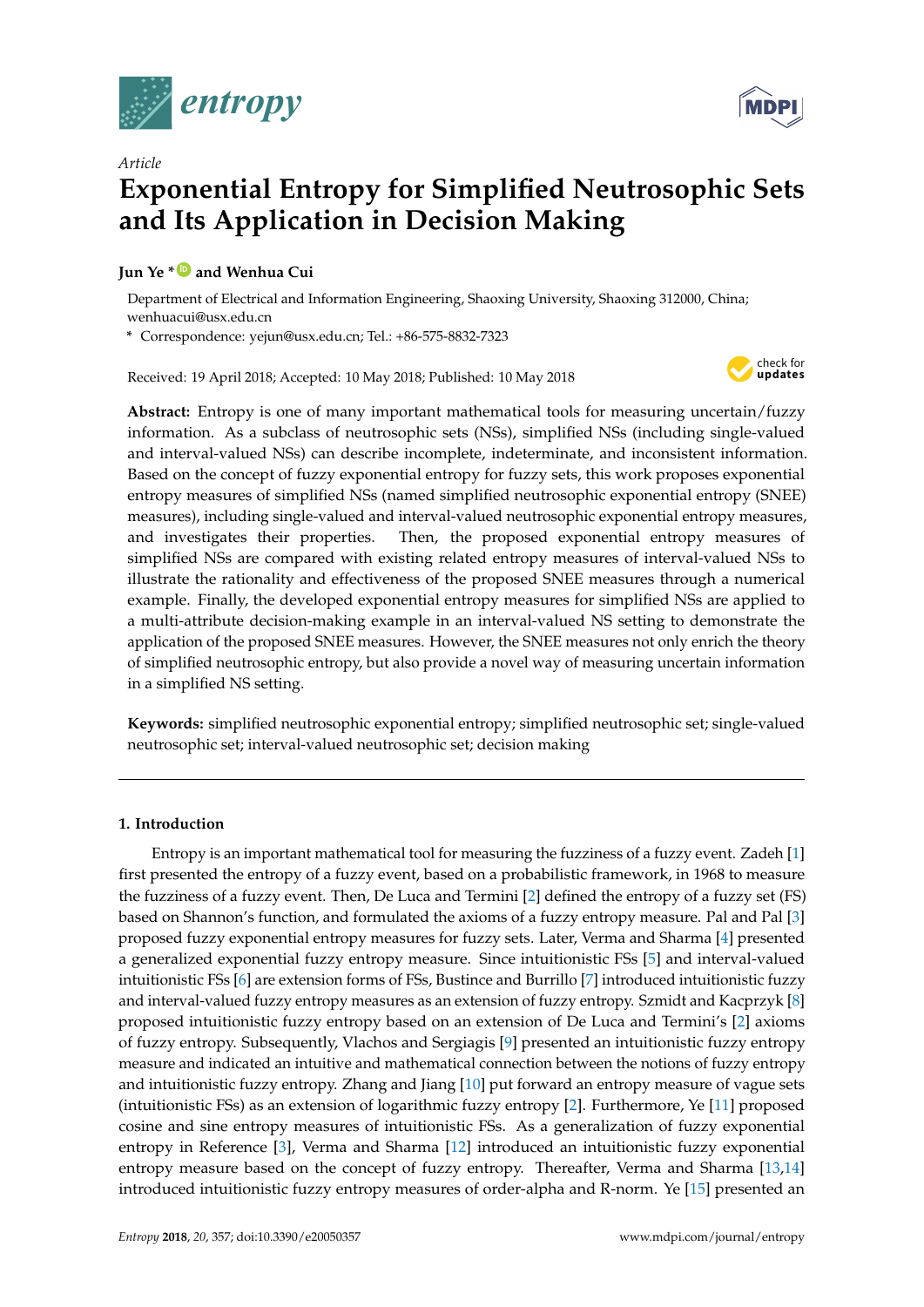*Article*

# Exponential Entropy for Simplified Neutrosophic Sets and Its Application in Decision Making

**Jun Ye \* and Wenhua Cui**

Department of Electrical and Information Engineering, Shaoxing University, Shaoxing 312000, China; wenhuacui@usx.edu.cn

\* Correspondence: yejun@usx.edu.cn; Tel.: +86-575-8832-7323

Received: 19 April 2018; Accepted: 10 May 2018; Published: 10 May 2018

**Abstract:** Entropy is one of many important mathematical tools for measuring uncertain/fuzzy information. As a subclass of neutrosophic sets (NSs), simplified NSs (including single-valued and interval-valued NSs) can describe incomplete, indeterminate, and inconsistent information. Based on the concept of fuzzy exponential entropy for fuzzy sets, this work proposes exponential entropy measures of simplified NSs (named simplified neutrosophic exponential entropy (SNEE) measures), including single-valued and interval-valued neutrosophic exponential entropy measures, and investigates their properties. Then, the proposed exponential entropy measures of simplified NSs are compared with existing related entropy measures of interval-valued NSs to illustrate the rationality and effectiveness of the proposed SNEE measures through a numerical example. Finally, the developed exponential entropy measures for simplified NSs are applied to a multi-attribute decision-making example in an interval-valued NS setting to demonstrate the application of the proposed SNEE measures. However, the SNEE measures not only enrich the theory of simplified neutrosophic entropy, but also provide a novel way of measuring uncertain information in a simplified NS setting.

**Keywords:** simplified neutrosophic exponential entropy; simplified neutrosophic set; single-valued neutrosophic set; interval-valued neutrosophic set; decision making

---

## 1. Introduction

Entropy is an important mathematical tool for measuring the fuzziness of a fuzzy event. Zadeh [1] first presented the entropy of a fuzzy event, based on a probabilistic framework, in 1968 to measure the fuzziness of a fuzzy event. Then, De Luca and Termini [2] defined the entropy of a fuzzy set (FS) based on Shannon's function, and formulated the axioms of a fuzzy entropy measure. Pal and Pal [3] proposed fuzzy exponential entropy measures for fuzzy sets. Later, Verma and Sharma [4] presented a generalized exponential fuzzy entropy measure. Since intuitionistic FSs [5] and interval-valued intuitionistic FSs [6] are extension forms of FSs, Bustince and Burrillo [7] introduced intuitionistic fuzzy and interval-valued fuzzy entropy measures as an extension of fuzzy entropy. Szmidt and Kacprzyk [8] proposed intuitionistic fuzzy entropy based on an extension of De Luca and Termini's [2] axioms of fuzzy entropy. Subsequently, Vlachos and Sergiagis [9] presented an intuitionistic fuzzy entropy measure and indicated an intuitive and mathematical connection between the notions of fuzzy entropy and intuitionistic fuzzy entropy. Zhang and Jiang [10] put forward an entropy measure of vague sets (intuitionistic FSs) as an extension of logarithmic fuzzy entropy [2]. Furthermore, Ye [11] proposed cosine and sine entropy measures of intuitionistic FSs. As a generalization of fuzzy exponential entropy in Reference [3], Verma and Sharma [12] introduced an intuitionistic fuzzy exponential entropy measure based on the concept of fuzzy entropy. Thereafter, Verma and Sharma [13,14] introduced intuitionistic fuzzy entropy measures of order-alpha and R-norm. Ye [15] presented an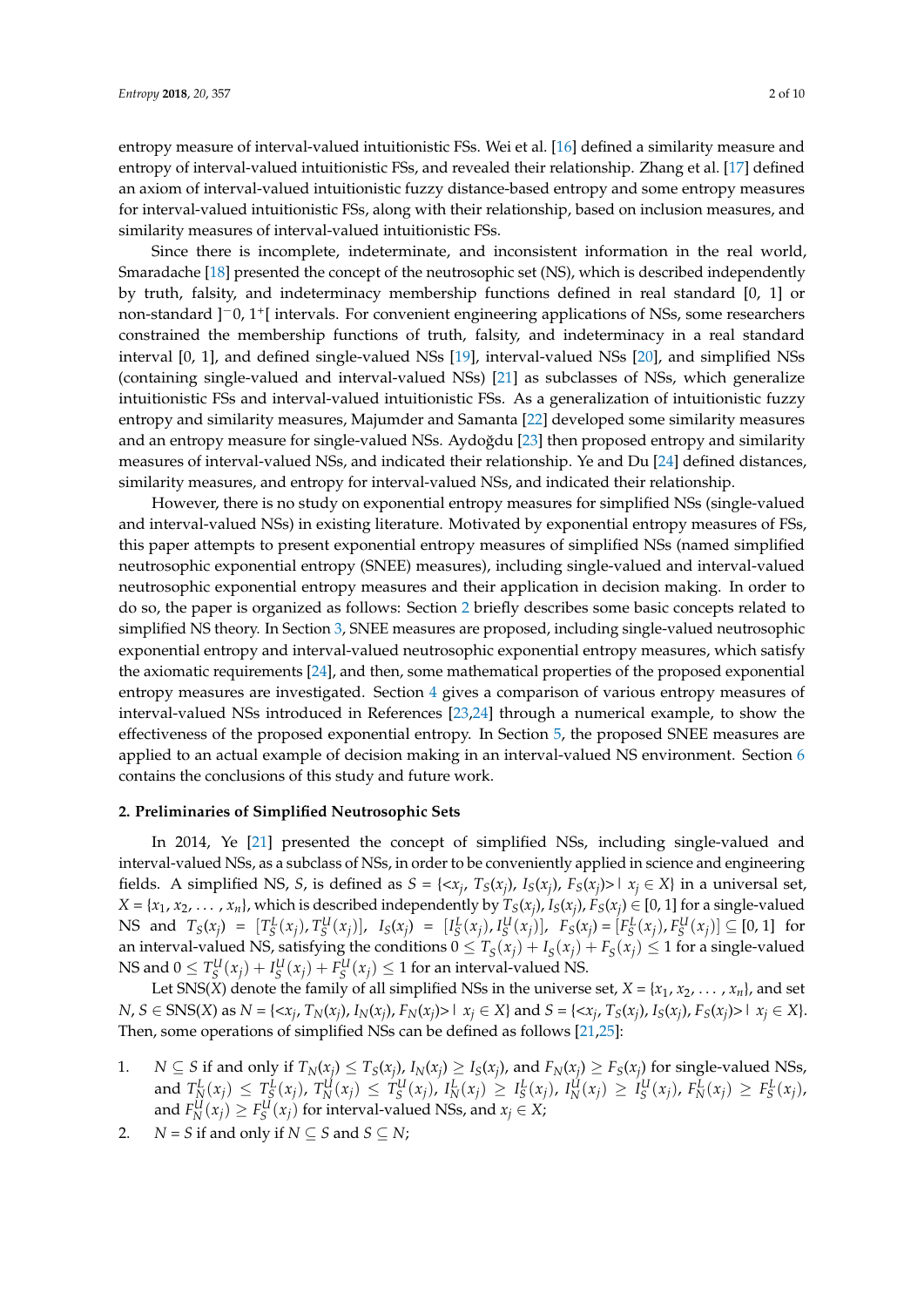entropy measure of interval-valued intuitionistic FSs. Wei et al. [16] defined a similarity measure and entropy of interval-valued intuitionistic FSs, and revealed their relationship. Zhang et al. [17] defined an axiom of interval-valued intuitionistic fuzzy distance-based entropy and some entropy measures for interval-valued intuitionistic FSs, along with their relationship, based on inclusion measures, and similarity measures of interval-valued intuitionistic FSs.

Since there is incomplete, indeterminate, and inconsistent information in the real world, Smaradache [18] presented the concept of the neutrosophic set (NS), which is described independently by truth, falsity, and indeterminacy membership functions defined in real standard [0, 1] or non-standard $]^{-}0, 1^{+}[$ intervals. For convenient engineering applications of NSs, some researchers constrained the membership functions of truth, falsity, and indeterminacy in a real standard interval [0, 1], and defined single-valued NSs [19], interval-valued NSs [20], and simplified NSs (containing single-valued and interval-valued NSs) [21] as subclasses of NSs, which generalize intuitionistic FSs and interval-valued intuitionistic FSs. As a generalization of intuitionistic fuzzy entropy and similarity measures, Majumder and Samanta [22] developed some similarity measures and an entropy measure for single-valued NSs. Aydoğdu [23] then proposed entropy and similarity measures of interval-valued NSs, and indicated their relationship. Ye and Du [24] defined distances, similarity measures, and entropy for interval-valued NSs, and indicated their relationship.

However, there is no study on exponential entropy measures for simplified NSs (single-valued and interval-valued NSs) in existing literature. Motivated by exponential entropy measures of FSs, this paper attempts to present exponential entropy measures of simplified NSs (named simplified neutrosophic exponential entropy (SNEE) measures), including single-valued and interval-valued neutrosophic exponential entropy measures and their application in decision making. In order to do so, the paper is organized as follows: Section 2 briefly describes some basic concepts related to simplified NS theory. In Section 3, SNEE measures are proposed, including single-valued neutrosophic exponential entropy and interval-valued neutrosophic exponential entropy measures, which satisfy the axiomatic requirements [24], and then, some mathematical properties of the proposed exponential entropy measures are investigated. Section 4 gives a comparison of various entropy measures of interval-valued NSs introduced in References [23,24] through a numerical example, to show the effectiveness of the proposed exponential entropy. In Section 5, the proposed SNEE measures are applied to an actual example of decision making in an interval-valued NS environment. Section 6 contains the conclusions of this study and future work.

## 2. Preliminaries of Simplified Neutrosophic Sets

In 2014, Ye [21] presented the concept of simplified NSs, including single-valued and interval-valued NSs, as a subclass of NSs, in order to be conveniently applied in science and engineering fields. A simplified NS, $S$, is defined as $S = \{<x_j, T_S(x_j), I_S(x_j), F_S(x_j)> \mid x_j \in X\}$ in a universal set, $X = \{x_1, x_2, \ldots, x_n\}$, which is described independently by $T_S(x_j), I_S(x_j), F_S(x_j) \in [0, 1]$ for a single-valued NS and $T_S(x_j) = [T_S^L(x_j), T_S^U(x_j)]$, $I_S(x_j) = [I_S^L(x_j), I_S^U(x_j)]$, $F_S(x_j) = [F_S^L(x_j), F_S^U(x_j)] \subseteq [0, 1]$ for an interval-valued NS, satisfying the conditions $0 \leq T_S(x_j) + I_S(x_j) + F_S(x_j) \leq 1$ for a single-valued NS and $0 \leq T_S^U(x_j) + I_S^U(x_j) + F_S^U(x_j) \leq 1$ for an interval-valued NS.

Let SNS($X$) denote the family of all simplified NSs in the universe set, $X = \{x_1, x_2, \ldots, x_n\}$, and set $N, S \in$ SNS($X$) as $N = \{<x_j, T_N(x_j), I_N(x_j), F_N(x_j)> \mid x_j \in X\}$ and $S = \{<x_j, T_S(x_j), I_S(x_j), F_S(x_j)> \mid x_j \in X\}$. Then, some operations of simplified NSs can be defined as follows [21,25]:

1. $N \subseteq S$ if and only if $T_N(x_j) \leq T_S(x_j)$, $I_N(x_j) \geq I_S(x_j)$, and $F_N(x_j) \geq F_S(x_j)$ for single-valued NSs, and $T_N^L(x_j) \leq T_S^L(x_j)$, $T_N^U(x_j) \leq T_S^U(x_j)$, $I_N^L(x_j) \geq I_S^L(x_j)$, $I_N^U(x_j) \geq I_S^U(x_j)$, $F_N^L(x_j) \geq F_S^L(x_j)$, and $F_N^U(x_j) \geq F_S^U(x_j)$ for interval-valued NSs, and $x_j \in X$;
2. $N = S$ if and only if $N \subseteq S$ and $S \subseteq N$;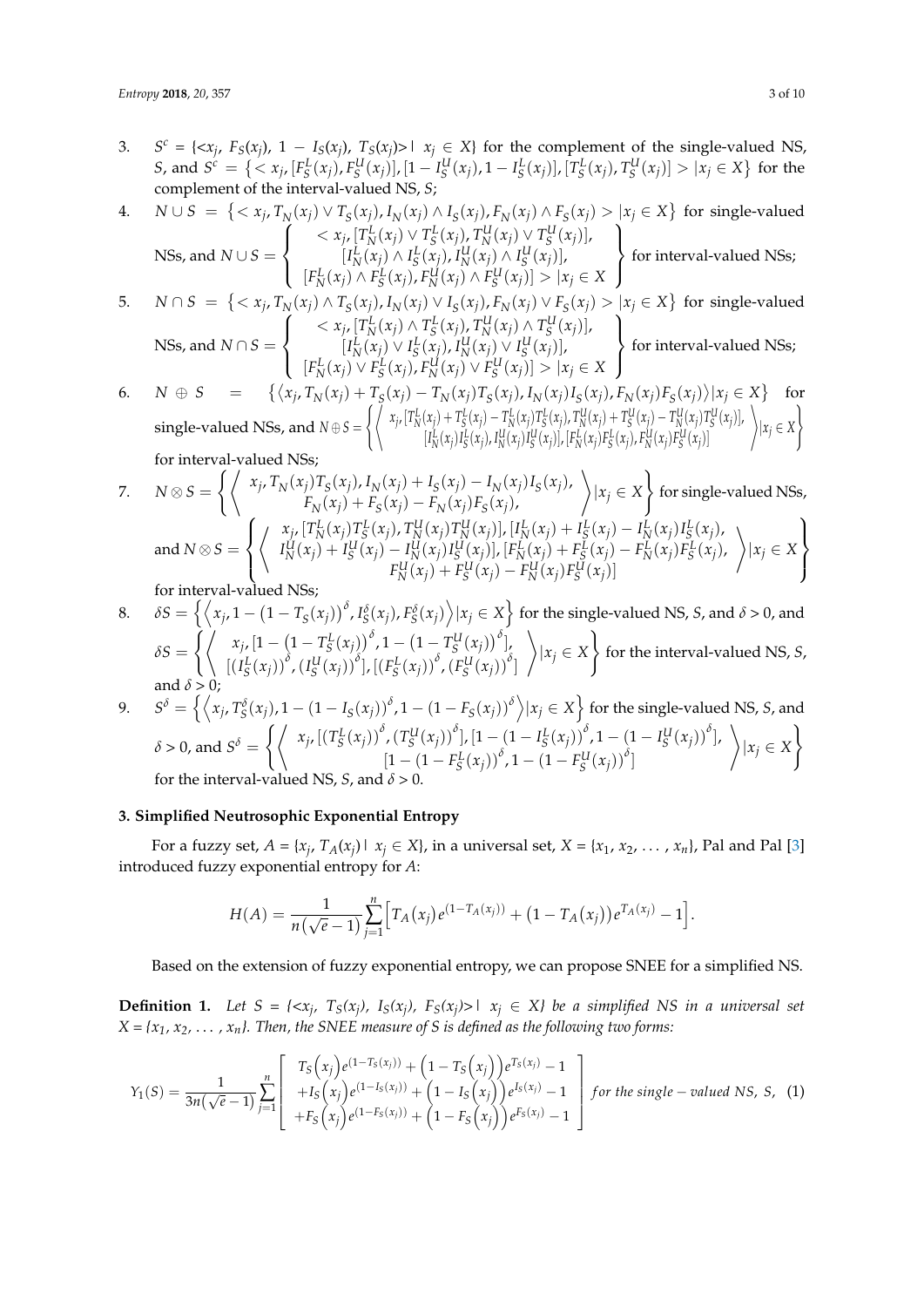3. $S^c = \{<x_j, F_S(x_j), 1 - I_S(x_j), T_S(x_j)> | \ x_j \in X\}$ for the complement of the single-valued NS, $S$, and $S^c = \{< x_j, [F_S^L(x_j), F_S^U(x_j)], [1 - I_S^U(x_j), 1 - I_S^L(x_j)], [T_S^L(x_j), T_S^U(x_j)] > | x_j \in X\}$ for the complement of the interval-valued NS, $S$;

4. $N \cup S = \{< x_j, T_N(x_j) \vee T_S(x_j), I_N(x_j) \wedge I_S(x_j), F_N(x_j) \wedge F_S(x_j) > | x_j \in X\}$ for single-valued NSs, and $N \cup S = \left\{ \begin{array}{c} < x_j, [T_N^L(x_j) \vee T_S^L(x_j), T_N^U(x_j) \vee T_S^U(x_j)], \\ [I_N^L(x_j) \wedge I_S^L(x_j), I_N^U(x_j) \wedge I_S^U(x_j)], \\ [F_N^L(x_j) \wedge F_S^L(x_j), F_N^U(x_j) \wedge F_S^U(x_j)] > | x_j \in X \end{array} \right\}$ for interval-valued NSs;

5. $N \cap S = \{< x_j, T_N(x_j) \wedge T_S(x_j), I_N(x_j) \vee I_S(x_j), F_N(x_j) \vee F_S(x_j) > | x_j \in X\}$ for single-valued NSs, and $N \cap S = \left\{ \begin{array}{c} < x_j, [T_N^L(x_j) \wedge T_S^L(x_j), T_N^U(x_j) \wedge T_S^U(x_j)], \\ [I_N^L(x_j) \vee I_S^L(x_j), I_N^U(x_j) \vee I_S^U(x_j)], \\ [F_N^L(x_j) \vee F_S^L(x_j), F_N^U(x_j) \vee F_S^U(x_j)] > | x_j \in X \end{array} \right\}$ for interval-valued NSs;

6. $N \oplus S = \{\langle x_j, T_N(x_j) + T_S(x_j) - T_N(x_j)T_S(x_j), I_N(x_j)I_S(x_j), F_N(x_j)F_S(x_j)\rangle | x_j \in X\}$ for single-valued NSs, and $N \oplus S = \left\{ \left\langle \begin{array}{c} x_j, [T_N^L(x_j) + T_S^L(x_j) - T_N^L(x_j)T_S^L(x_j), T_N^U(x_j) + T_S^U(x_j) - T_N^U(x_j)T_S^U(x_j)], \\ [I_N^L(x_j)I_S^L(x_j), I_N^U(x_j)I_S^U(x_j)], [F_N^L(x_j)F_S^L(x_j), F_N^U(x_j)F_S^U(x_j)] \end{array} \right\rangle | x_j \in X \right\}$ for interval-valued NSs;

7. $N \otimes S = \left\{ \left\langle \begin{array}{c} x_j, T_N(x_j)T_S(x_j), I_N(x_j) + I_S(x_j) - I_N(x_j)I_S(x_j), \\ F_N(x_j) + F_S(x_j) - F_N(x_j)F_S(x_j), \end{array} \right\rangle | x_j \in X \right\}$ for single-valued NSs, and $N \otimes S = \left\{ \left\langle \begin{array}{c} x_j, [T_N^L(x_j)T_S^L(x_j), T_N^U(x_j)T_N^U(x_j)], [I_N^L(x_j) + I_S^L(x_j) - I_N^L(x_j)I_S^L(x_j), \\ I_N^U(x_j) + I_S^U(x_j) - I_N^U(x_j)I_S^U(x_j)], [F_N^L(x_j) + F_S^L(x_j) - F_N^L(x_j)F_S^L(x_j), \\ F_N^U(x_j) + F_S^U(x_j) - F_N^U(x_j)F_S^U(x_j)] \end{array} \right\rangle | x_j \in X \right\}$ for interval-valued NSs;

8. $\delta S = \left\{ \left\langle x_j, 1 - (1 - T_S(x_j))^\delta, I_S^\delta(x_j), F_S^\delta(x_j) \right\rangle | x_j \in X \right\}$ for the single-valued NS, $S$, and $\delta > 0$, and $\delta S = \left\{ \left\langle \begin{array}{c} x_j, [1 - (1 - T_S^L(x_j))^\delta, 1 - (1 - T_S^U(x_j))^\delta], \\ [(I_S^L(x_j))^\delta, (I_S^U(x_j))^\delta], [(F_S^L(x_j))^\delta, (F_S^U(x_j))^\delta] \end{array} \right\rangle | x_j \in X \right\}$ for the interval-valued NS, $S$, and $\delta > 0$;

9. $S^\delta = \left\{ \left\langle x_j, T_S^\delta(x_j), 1 - (1 - I_S(x_j))^\delta, 1 - (1 - F_S(x_j))^\delta \right\rangle | x_j \in X \right\}$ for the single-valued NS, $S$, and $\delta > 0$, and $S^\delta = \left\{ \left\langle \begin{array}{c} x_j, [(T_S^L(x_j))^\delta, (T_S^U(x_j))^\delta], [1 - (1 - I_S^L(x_j))^\delta, 1 - (1 - I_S^U(x_j))^\delta], \\ [1 - (1 - F_S^L(x_j))^\delta, 1 - (1 - F_S^U(x_j))^\delta] \end{array} \right\rangle | x_j \in X \right\}$ for the interval-valued NS, $S$, and $\delta > 0$.

## 3. Simplified Neutrosophic Exponential Entropy

For a fuzzy set, $A = \{x_j, T_A(x_j) | \ x_j \in X\}$, in a universal set, $X = \{x_1, x_2, \ldots, x_n\}$, Pal and Pal [3] introduced fuzzy exponential entropy for $A$:

$$H(A) = \frac{1}{n(\sqrt{e} - 1)} \sum_{j=1}^{n} \left[ T_A(x_j) e^{(1 - T_A(x_j))} + (1 - T_A(x_j)) e^{T_A(x_j)} - 1 \right].$$

Based on the extension of fuzzy exponential entropy, we can propose SNEE for a simplified NS.

**Definition 1.** *Let $S = \{<x_j, T_S(x_j), I_S(x_j), F_S(x_j)> | \ x_j \in X\}$ be a simplified NS in a universal set $X = \{x_1, x_2, \ldots, x_n\}$. Then, the SNEE measure of $S$ is defined as the following two forms:*

$$Y_1(S) = \frac{1}{3n(\sqrt{e} - 1)} \sum_{j=1}^{n} \left[ \begin{array}{c} T_S(x_j) e^{(1 - T_S(x_j))} + (1 - T_S(x_j)) e^{T_S(x_j)} - 1 \\ + I_S(x_j) e^{(1 - I_S(x_j))} + (1 - I_S(x_j)) e^{I_S(x_j)} - 1 \\ + F_S(x_j) e^{(1 - F_S(x_j))} + (1 - F_S(x_j)) e^{F_S(x_j)} - 1 \end{array} \right] \text{ for the single-valued NS, } S, \quad (1)$$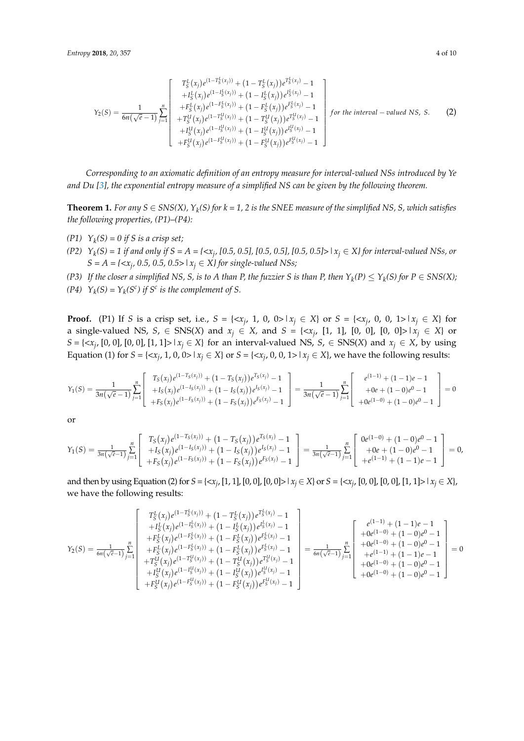$$Y_2(S) = \frac{1}{6n(\sqrt{e}-1)} \sum_{j=1}^{n} \begin{bmatrix} T_S^L(x_j)e^{(1-T_S^L(x_j))} + (1-T_S^L(x_j))e^{T_S^L(x_j)} - 1 \\ +I_S^L(x_j)e^{(1-I_S^L(x_j))} + (1-I_S^L(x_j))e^{I_S^L(x_j)} - 1 \\ +F_S^L(x_j)e^{(1-F_S^L(x_j))} + (1-F_S^L(x_j))e^{F_S^L(x_j)} - 1 \\ +T_S^U(x_j)e^{(1-T_S^U(x_j))} + (1-T_S^U(x_j))e^{T_S^U(x_j)} - 1 \\ +I_S^U(x_j)e^{(1-I_S^U(x_j))} + (1-I_S^U(x_j))e^{I_S^U(x_j)} - 1 \\ +F_S^U(x_j)e^{(1-F_S^U(x_j))} + (1-F_S^U(x_j))e^{F_S^U(x_j)} - 1 \end{bmatrix} \text{ for the interval} - \text{valued NS, } S. \tag{2}$$

*Corresponding to an axiomatic definition of an entropy measure for interval-valued NSs introduced by Ye and Du [3], the exponential entropy measure of a simplified NS can be given by the following theorem.*

**Theorem 1.** *For any $S \in SNS(X)$, $Y_k(S)$ for $k = 1, 2$ is the SNEE measure of the simplified NS, S, which satisfies the following properties, (P1)–(P4):*

*(P1) $Y_k(S) = 0$ if S is a crisp set;*

*(P2) $Y_k(S) = 1$ if and only if $S = A = \{<x_j, [0.5, 0.5], [0.5, 0.5], [0.5, 0.5]> | x_j \in X\}$ for interval-valued NSs, or $S = A = \{<x_j, 0.5, 0.5, 0.5> | x_j \in X\}$ for single-valued NSs;*

*(P3) If the closer a simplified NS, S, is to A than P, the fuzzier S is than P, then $Y_k(P) \leq Y_k(S)$ for $P \in SNS(X)$;*

*(P4) $Y_k(S) = Y_k(S^c)$ if $S^c$ is the complement of S.*

**Proof.** (P1) If $S$ is a crisp set, i.e., $S = \{<x_j, 1, 0, 0> | x_j \in X\}$ or $S = \{<x_j, 0, 0, 1> | x_j \in X\}$ for a single-valued NS, $S$, $\in$ SNS($X$) and $x_j \in X$, and $S = \{<x_j, [1, 1], [0, 0], [0, 0]> | x_j \in X\}$ or $S = \{<x_j, [0, 0], [0, 0], [1, 1]> | x_j \in X\}$ for an interval-valued NS, $S$, $\in$ SNS($X$) and $x_j \in X$, by using Equation (1) for $S = \{<x_j, 1, 0, 0> | x_j \in X\}$ or $S = \{<x_j, 0, 0, 1> | x_j \in X\}$, we have the following results:

$$Y_1(S) = \frac{1}{3n(\sqrt{e}-1)} \sum_{j=1}^{n} \begin{bmatrix} T_S(x_j)e^{(1-T_S(x_j))} + (1-T_S(x_j))e^{T_S(x_j)} - 1 \\ +I_S(x_j)e^{(1-I_S(x_j))} + (1-I_S(x_j))e^{I_S(x_j)} - 1 \\ +F_S(x_j)e^{(1-F_S(x_j))} + (1-F_S(x_j))e^{F_S(x_j)} - 1 \end{bmatrix} = \frac{1}{3n(\sqrt{e}-1)} \sum_{j=1}^{n} \begin{bmatrix} e^{(1-1)} + (1-1)e - 1 \\ +0e + (1-0)e^0 - 1 \\ +0e^{(1-0)} + (1-0)e^0 - 1 \end{bmatrix} = 0$$

or

$$Y_1(S) = \frac{1}{3n(\sqrt{e}-1)} \sum_{j=1}^{n} \begin{bmatrix} T_S(x_j)e^{(1-T_S(x_j))} + (1-T_S(x_j))e^{T_S(x_j)} - 1 \\ +I_S(x_j)e^{(1-I_S(x_j))} + (1-I_S(x_j))e^{I_S(x_j)} - 1 \\ +F_S(x_j)e^{(1-F_S(x_j))} + (1-F_S(x_j))e^{F_S(x_j)} - 1 \end{bmatrix} = \frac{1}{3n(\sqrt{e}-1)} \sum_{j=1}^{n} \begin{bmatrix} 0e^{(1-0)} + (1-0)e^0 - 1 \\ +0e + (1-0)e^0 - 1 \\ +e^{(1-1)} + (1-1)e - 1 \end{bmatrix} = 0,$$

and then by using Equation (2) for $S = \{<x_j, [1, 1], [0, 0], [0, 0]> | x_j \in X\}$ or $S = \{<x_j, [0, 0], [0, 0], [1, 1]> | x_j \in X\}$, we have the following results:

$$Y_2(S) = \frac{1}{6n(\sqrt{e}-1)} \sum_{j=1}^{n} \begin{bmatrix} T_S^L(x_j)e^{(1-T_S^L(x_j))} + (1-T_S^L(x_j))e^{T_S^L(x_j)} - 1 \\ +I_S^L(x_j)e^{(1-I_S^L(x_j))} + (1-I_S^L(x_j))e^{I_S^L(x_j)} - 1 \\ +F_S^L(x_j)e^{(1-F_S^L(x_j))} + (1-F_S^L(x_j))e^{F_S^L(x_j)} - 1 \\ +F_S^L(x_j)e^{(1-F_S^L(x_j))} + (1-F_S^L(x_j))e^{F_S^L(x_j)} - 1 \\ +T_S^U(x_j)e^{(1-T_S^U(x_j))} + (1-T_S^U(x_j))e^{T_S^U(x_j)} - 1 \\ +I_S^U(x_j)e^{(1-I_S^U(x_j))} + (1-I_S^U(x_j))e^{I_S^U(x_j)} - 1 \\ +F_S^U(x_j)e^{(1-F_S^U(x_j))} + (1-F_S^U(x_j))e^{F_S^U(x_j)} - 1 \end{bmatrix} = \frac{1}{6n(\sqrt{e}-1)} \sum_{j=1}^{n} \begin{bmatrix} e^{(1-1)} + (1-1)e - 1 \\ +0e^{(1-0)} + (1-0)e^0 - 1 \\ +0e^{(1-0)} + (1-0)e^0 - 1 \\ +e^{(1-1)} + (1-1)e - 1 \\ +0e^{(1-0)} + (1-0)e^0 - 1 \\ +0e^{(1-0)} + (1-0)e^0 - 1 \end{bmatrix} = 0$$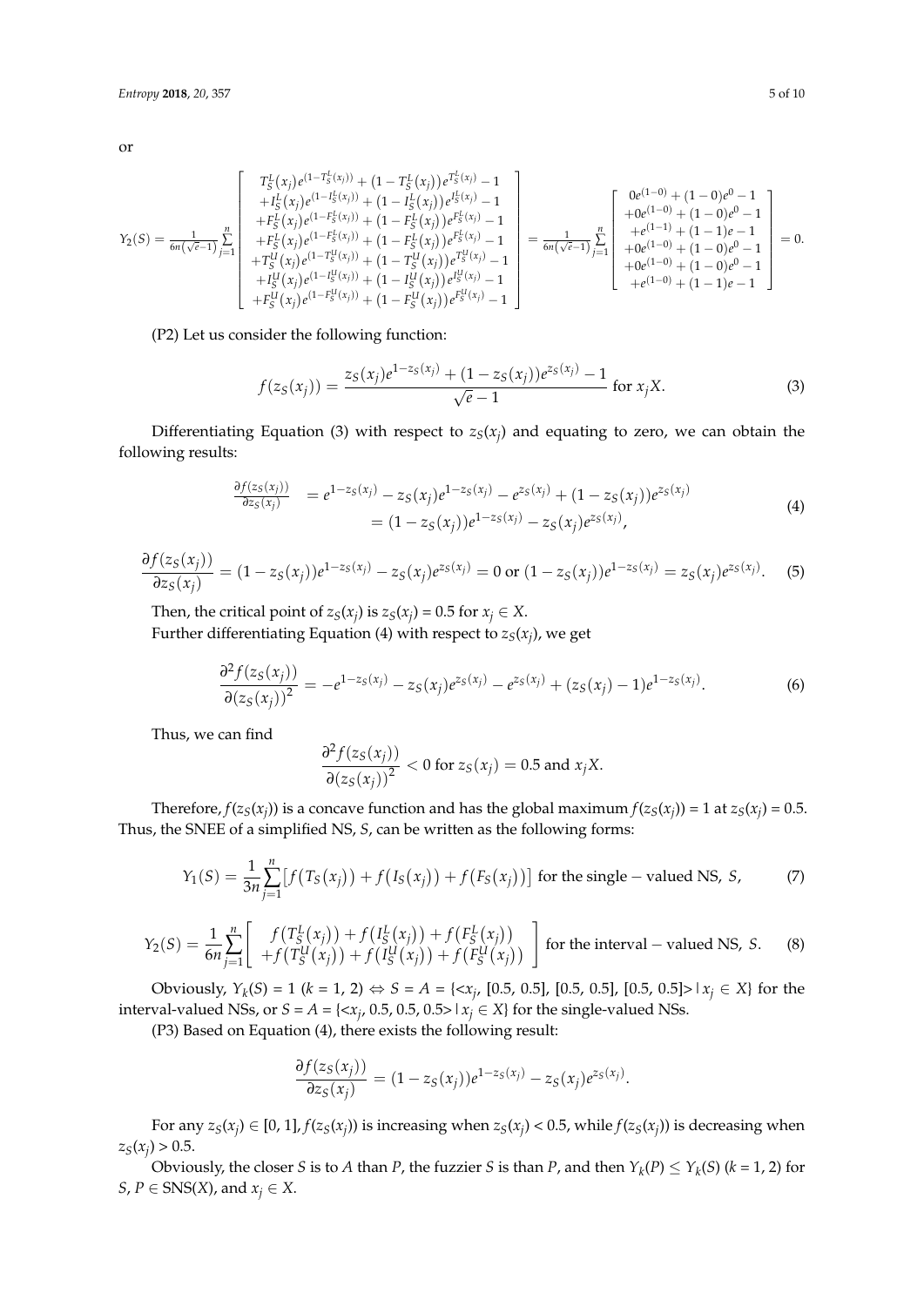or

$$
Y_2(S) = \frac{1}{6n(\sqrt{e}-1)}\sum_{j=1}^{n}\begin{bmatrix} T_S^L(x_j)e^{(1-T_S^L(x_j))} + (1-T_S^L(x_j))e^{T_S^L(x_j)} - 1 \\ +I_S^L(x_j)e^{(1-I_S^L(x_j))} + (1-I_S^L(x_j))e^{I_S^L(x_j)} - 1 \\ +F_S^L(x_j)e^{(1-F_S^L(x_j))} + (1-F_S^L(x_j))e^{F_S^L(x_j)} - 1 \\ +F_S^L(x_j)e^{(1-F_S^L(x_j))} + (1-F_S^L(x_j))e^{F_S^L(x_j)} - 1 \\ +T_S^U(x_j)e^{(1-T_S^U(x_j))} + (1-T_S^U(x_j))e^{T_S^U(x_j)} - 1 \\ +I_S^U(x_j)e^{(1-I_S^U(x_j))} + (1-I_S^U(x_j))e^{I_S^U(x_j)} - 1 \\ +F_S^U(x_j)e^{(1-F_S^U(x_j))} + (1-F_S^U(x_j))e^{F_S^U(x_j)} - 1 \end{bmatrix} = \frac{1}{6n(\sqrt{e}-1)}\sum_{j=1}^{n}\begin{bmatrix} 0e^{(1-0)} + (1-0)e^{0} - 1 \\ +0e^{(1-0)} + (1-0)e^{0} - 1 \\ +e^{(1-1)} + (1-1)e - 1 \\ +0e^{(1-0)} + (1-0)e^{0} - 1 \\ +0e^{(1-0)} + (1-0)e^{0} - 1 \\ +e^{(1-0)} + (1-1)e - 1 \end{bmatrix} = 0.
$$

(P2) Let us consider the following function:

$$
f(z_S(x_j)) = \frac{z_S(x_j)e^{1-z_S(x_j)} + (1-z_S(x_j))e^{z_S(x_j)} - 1}{\sqrt{e}-1} \text{ for } x_jX. \tag{3}
$$

Differentiating Equation (3) with respect to $z_S(x_j)$ and equating to zero, we can obtain the following results:

$$
\begin{aligned}
\frac{\partial f(z_S(x_j))}{\partial z_S(x_j)} &= e^{1-z_S(x_j)} - z_S(x_j)e^{1-z_S(x_j)} - e^{z_S(x_j)} + (1-z_S(x_j))e^{z_S(x_j)} \\
&= (1-z_S(x_j))e^{1-z_S(x_j)} - z_S(x_j)e^{z_S(x_j)},
\end{aligned} \tag{4}
$$

$$
\frac{\partial f(z_S(x_j))}{\partial z_S(x_j)} = (1-z_S(x_j))e^{1-z_S(x_j)} - z_S(x_j)e^{z_S(x_j)} = 0 \text{ or } (1-z_S(x_j))e^{1-z_S(x_j)} = z_S(x_j)e^{z_S(x_j)}. \tag{5}
$$

Then, the critical point of $z_S(x_j)$ is $z_S(x_j) = 0.5$ for $x_j \in X$.

Further differentiating Equation (4) with respect to $z_S(x_j)$, we get

$$
\frac{\partial^2 f(z_S(x_j))}{\partial (z_S(x_j))^2} = -e^{1-z_S(x_j)} - z_S(x_j)e^{z_S(x_j)} - e^{z_S(x_j)} + (z_S(x_j)-1)e^{1-z_S(x_j)}. \tag{6}
$$

Thus, we can find

$$
\frac{\partial^2 f(z_S(x_j))}{\partial (z_S(x_j))^2} < 0 \text{ for } z_S(x_j) = 0.5 \text{ and } x_jX.
$$

Therefore, $f(z_S(x_j))$ is a concave function and has the global maximum $f(z_S(x_j)) = 1$ at $z_S(x_j) = 0.5$. Thus, the SNEE of a simplified NS, $S$, can be written as the following forms:

$$
Y_1(S) = \frac{1}{3n}\sum_{j=1}^{n}\left[f(T_S(x_j)) + f(I_S(x_j)) + f(F_S(x_j))\right] \text{ for the single} - \text{valued NS, } S, \tag{7}
$$

$$
Y_2(S) = \frac{1}{6n}\sum_{j=1}^{n}\begin{bmatrix} f(T_S^L(x_j)) + f(I_S^L(x_j)) + f(F_S^L(x_j)) \\ +f(T_S^U(x_j)) + f(I_S^U(x_j)) + f(F_S^U(x_j)) \end{bmatrix} \text{ for the interval} - \text{valued NS, } S. \tag{8}
$$

Obviously, $Y_k(S) = 1$ ($k = 1, 2$) $\Leftrightarrow S = A = \{<x_j, [0.5, 0.5], [0.5, 0.5], [0.5, 0.5]> | x_j \in X\}$ for the interval-valued NSs, or $S = A = \{<x_j, 0.5, 0.5, 0.5> | x_j \in X\}$ for the single-valued NSs.

(P3) Based on Equation (4), there exists the following result:

$$
\frac{\partial f(z_S(x_j))}{\partial z_S(x_j)} = (1-z_S(x_j))e^{1-z_S(x_j)} - z_S(x_j)e^{z_S(x_j)}.
$$

For any $z_S(x_j) \in [0, 1]$, $f(z_S(x_j))$ is increasing when $z_S(x_j) < 0.5$, while $f(z_S(x_j))$ is decreasing when $z_S(x_j) > 0.5$.

Obviously, the closer $S$ is to $A$ than $P$, the fuzzier $S$ is than $P$, and then $Y_k(P) \leq Y_k(S)$ ($k = 1, 2$) for $S$, $P \in$ SNS($X$), and $x_j \in X$.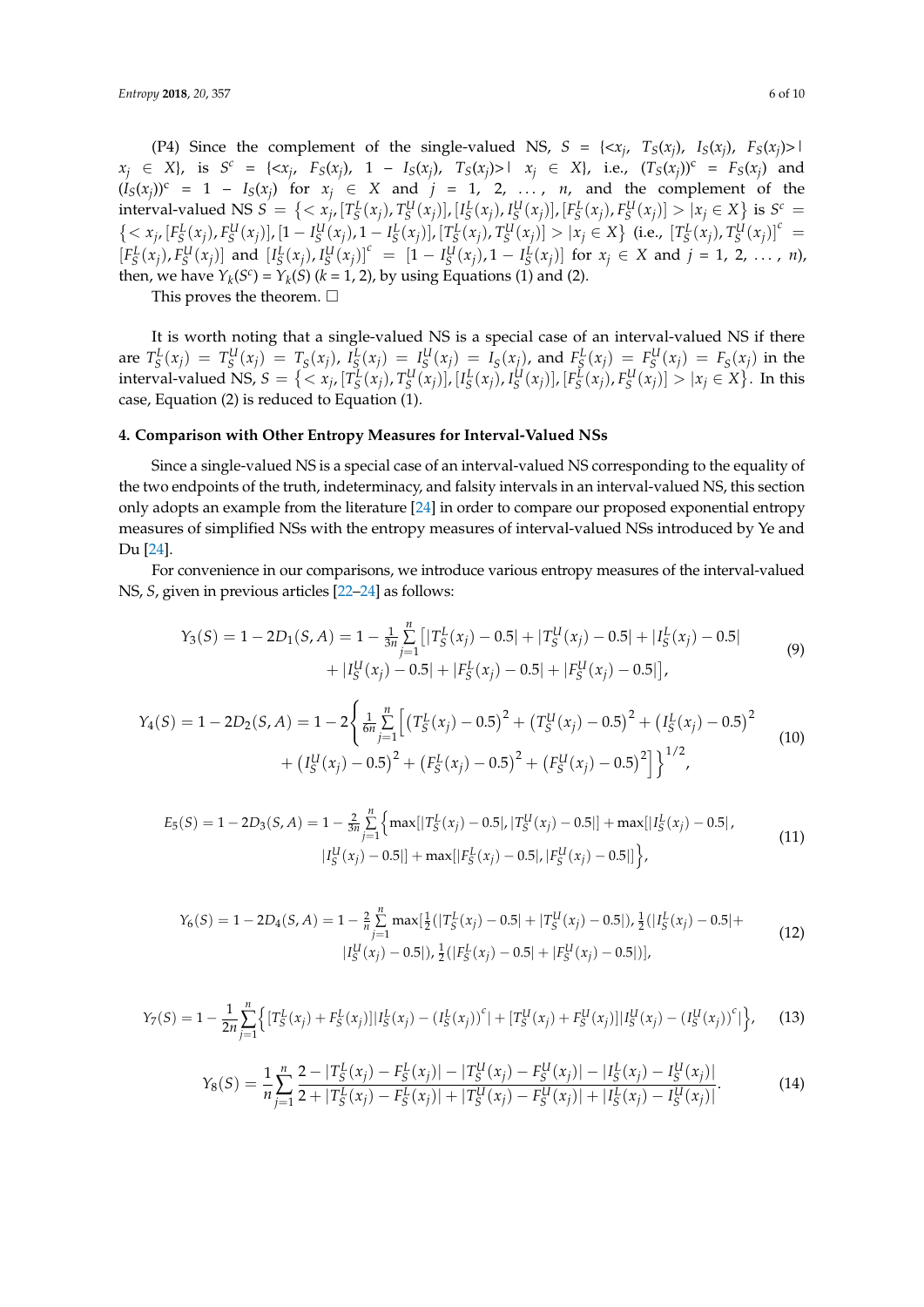(P4) Since the complement of the single-valued NS, $S = \{<x_j, T_S(x_j), I_S(x_j), F_S(x_j)> | x_j \in X\}$, is $S^c = \{<x_j, F_S(x_j), 1 - I_S(x_j), T_S(x_j)> | x_j \in X\}$, i.e., $(T_S(x_j))^c = F_S(x_j)$ and $(I_S(x_j))^c = 1 - I_S(x_j)$ for $x_j \in X$ and $j = 1, 2, \ldots, n$, and the complement of the interval-valued NS $S = \{< x_j, [T_S^L(x_j), T_S^U(x_j)], [I_S^L(x_j), I_S^U(x_j)], [F_S^L(x_j), F_S^U(x_j)] > | x_j \in X\}$ is $S^c = \{< x_j, [F_S^L(x_j), F_S^U(x_j)], [1 - I_S^U(x_j), 1 - I_S^L(x_j)], [T_S^L(x_j), T_S^U(x_j)] > | x_j \in X\}$ (i.e., $[T_S^L(x_j), T_S^U(x_j)]^c = [F_S^L(x_j), F_S^U(x_j)]$ and $[I_S^L(x_j), I_S^U(x_j)]^c = [1 - I_S^U(x_j), 1 - I_S^L(x_j)]$ for $x_j \in X$ and $j = 1, 2, \ldots, n$), then, we have $Y_k(S^c) = Y_k(S)$ ($k = 1, 2$), by using Equations (1) and (2).

This proves the theorem. □

It is worth noting that a single-valued NS is a special case of an interval-valued NS if there are $T_S^L(x_j) = T_S^U(x_j) = T_S(x_j)$, $I_S^L(x_j) = I_S^U(x_j) = I_S(x_j)$, and $F_S^L(x_j) = F_S^U(x_j) = F_S(x_j)$ in the interval-valued NS, $S = \{< x_j, [T_S^L(x_j), T_S^U(x_j)], [I_S^L(x_j), I_S^U(x_j)], [F_S^L(x_j), F_S^U(x_j)] > | x_j \in X\}$. In this case, Equation (2) is reduced to Equation (1).

## 4. Comparison with Other Entropy Measures for Interval-Valued NSs

Since a single-valued NS is a special case of an interval-valued NS corresponding to the equality of the two endpoints of the truth, indeterminacy, and falsity intervals in an interval-valued NS, this section only adopts an example from the literature [24] in order to compare our proposed exponential entropy measures of simplified NSs with the entropy measures of interval-valued NSs introduced by Ye and Du [24].

For convenience in our comparisons, we introduce various entropy measures of the interval-valued NS, $S$, given in previous articles [22–24] as follows:

$$Y_3(S) = 1 - 2D_1(S, A) = 1 - \frac{1}{3n}\sum_{j=1}^{n}\Big[|T_S^L(x_j) - 0.5| + |T_S^U(x_j) - 0.5| + |I_S^L(x_j) - 0.5| + |I_S^U(x_j) - 0.5| + |F_S^L(x_j) - 0.5| + |F_S^U(x_j) - 0.5|\Big], \tag{9}$$

$$Y_4(S) = 1 - 2D_2(S, A) = 1 - 2\left\{\frac{1}{6n}\sum_{j=1}^{n}\Big[\big(T_S^L(x_j) - 0.5\big)^2 + \big(T_S^U(x_j) - 0.5\big)^2 + \big(I_S^L(x_j) - 0.5\big)^2 + \big(I_S^U(x_j) - 0.5\big)^2 + \big(F_S^L(x_j) - 0.5\big)^2 + \big(F_S^U(x_j) - 0.5\big)^2\Big]\right\}^{1/2}, \tag{10}$$

$$E_5(S) = 1 - 2D_3(S, A) = 1 - \frac{2}{3n}\sum_{j=1}^{n}\Big\{\max[|T_S^L(x_j) - 0.5|, |T_S^U(x_j) - 0.5|] + \max[|I_S^L(x_j) - 0.5|, |I_S^U(x_j) - 0.5|] + \max[|F_S^L(x_j) - 0.5|, |F_S^U(x_j) - 0.5|]\Big\}, \tag{11}$$

$$Y_6(S) = 1 - 2D_4(S, A) = 1 - \frac{2}{n}\sum_{j=1}^{n}\max\Big[\tfrac{1}{2}(|T_S^L(x_j) - 0.5| + |T_S^U(x_j) - 0.5|), \tfrac{1}{2}(|I_S^L(x_j) - 0.5| + |I_S^U(x_j) - 0.5|), \tfrac{1}{2}(|F_S^L(x_j) - 0.5| + |F_S^U(x_j) - 0.5|)\Big], \tag{12}$$

$$Y_7(S) = 1 - \frac{1}{2n}\sum_{j=1}^{n}\Big\{[T_S^L(x_j) + F_S^L(x_j)]|I_S^L(x_j) - (I_S^L(x_j))^c| + [T_S^U(x_j) + F_S^U(x_j)]|I_S^U(x_j) - (I_S^U(x_j))^c|\Big\}, \tag{13}$$

$$Y_8(S) = \frac{1}{n}\sum_{j=1}^{n}\frac{2 - |T_S^L(x_j) - F_S^L(x_j)| - |T_S^U(x_j) - F_S^U(x_j)| - |I_S^L(x_j) - I_S^U(x_j)|}{2 + |T_S^L(x_j) - F_S^L(x_j)| + |T_S^U(x_j) - F_S^U(x_j)| + |I_S^L(x_j) - I_S^U(x_j)|}. \tag{14}$$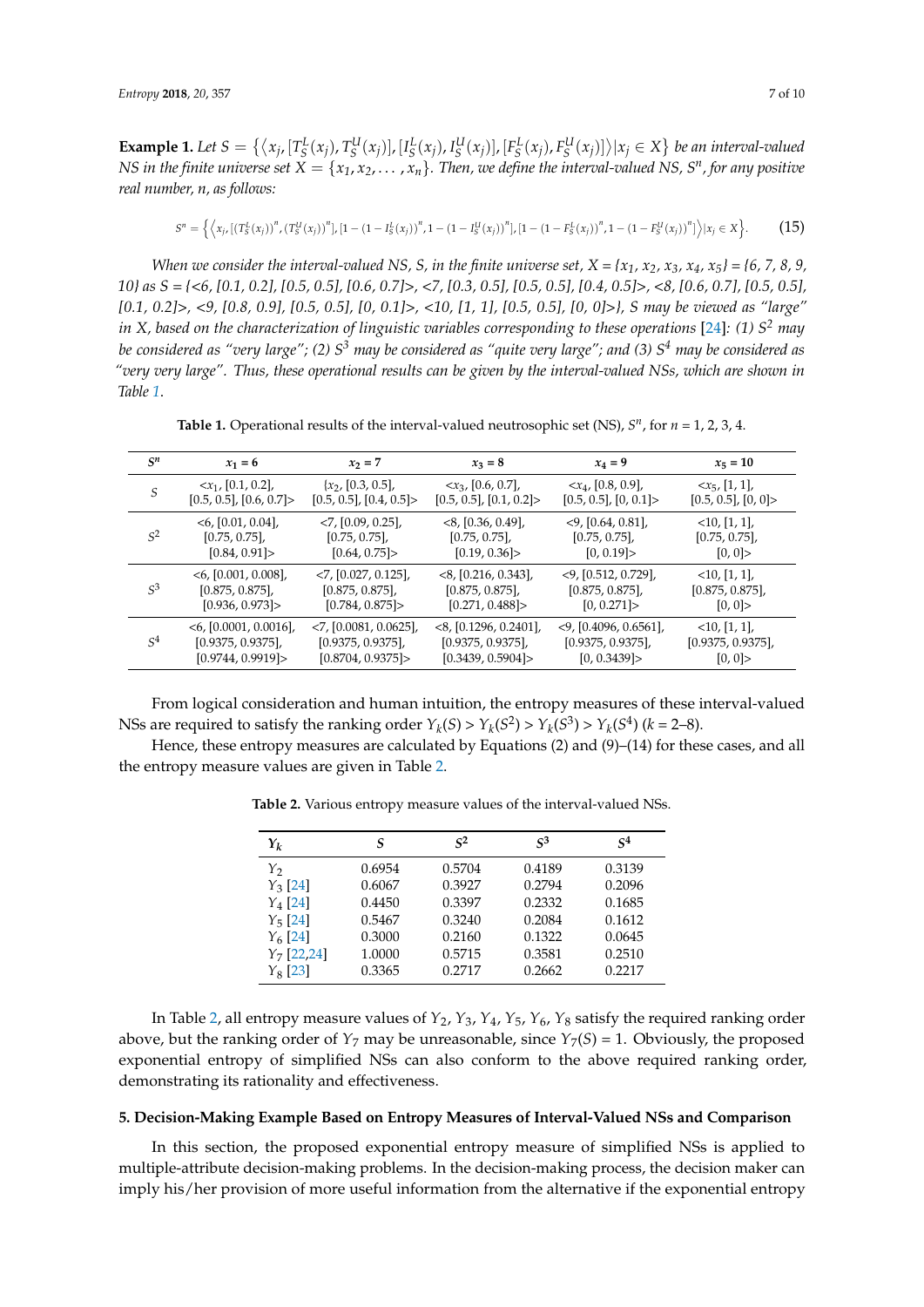**Example 1.** *Let $S = \{\langle x_j, [T_S^L(x_j), T_S^U(x_j)], [I_S^L(x_j), I_S^U(x_j)], [F_S^L(x_j), F_S^U(x_j)]\rangle | x_j \in X\}$ be an interval-valued NS in the finite universe set $X = \{x_1, x_2, \ldots, x_n\}$. Then, we define the interval-valued NS, $S^n$, for any positive real number, n, as follows:*

$$S^n = \left\{\left\langle x_j, \left[\left(T_S^L(x_j)\right)^n, \left(T_S^U(x_j)\right)^n\right], \left[1-\left(1-I_S^L(x_j)\right)^n, 1-\left(1-I_S^U(x_j)\right)^n\right], \left[1-\left(1-F_S^L(x_j)\right)^n, 1-\left(1-F_S^U(x_j)\right)^n\right]\right\rangle | x_j \in X\right\}. \quad (15)$$

*When we consider the interval-valued NS, S, in the finite universe set, X = {$x_1$, $x_2$, $x_3$, $x_4$, $x_5$} = {6, 7, 8, 9, 10} as S = {<6, [0.1, 0.2], [0.5, 0.5], [0.6, 0.7]>, <7, [0.3, 0.5], [0.5, 0.5], [0.4, 0.5]>, <8, [0.6, 0.7], [0.5, 0.5], [0.1, 0.2]>, <9, [0.8, 0.9], [0.5, 0.5], [0, 0.1]>, <10, [1, 1], [0.5, 0.5], [0, 0]>}, S may be viewed as "large" in X, based on the characterization of linguistic variables corresponding to these operations* [24]*: (1) $S^2$ may be considered as "very large"; (2) $S^3$ may be considered as "quite very large"; and (3) $S^4$ may be considered as "very very large". Thus, these operational results can be given by the interval-valued NSs, which are shown in Table 1.*

**Table 1.** Operational results of the interval-valued neutrosophic set (NS), $S^n$, for $n$ = 1, 2, 3, 4.

| $S^n$ | $x_1$ = 6 | $x_2$ = 7 | $x_3$ = 8 | $x_4$ = 9 | $x_5$ = 10 |
|---|---|---|---|---|---|
| $S$ | <$x_1$, [0.1, 0.2], [0.5, 0.5], [0.6, 0.7]> | {$x_2$, [0.3, 0.5], [0.5, 0.5], [0.4, 0.5]> | <$x_3$, [0.6, 0.7], [0.5, 0.5], [0.1, 0.2]> | <$x_4$, [0.8, 0.9], [0.5, 0.5], [0, 0.1]> | <$x_5$, [1, 1], [0.5, 0.5], [0, 0]> |
| $S^2$ | <6, [0.01, 0.04], [0.75, 0.75], [0.84, 0.91]> | <7, [0.09, 0.25], [0.75, 0.75], [0.64, 0.75]> | <8, [0.36, 0.49], [0.75, 0.75], [0.19, 0.36]> | <9, [0.64, 0.81], [0.75, 0.75], [0, 0.19]> | <10, [1, 1], [0.75, 0.75], [0, 0]> |
| $S^3$ | <6, [0.001, 0.008], [0.875, 0.875], [0.936, 0.973]> | <7, [0.027, 0.125], [0.875, 0.875], [0.784, 0.875]> | <8, [0.216, 0.343], [0.875, 0.875], [0.271, 0.488]> | <9, [0.512, 0.729], [0.875, 0.875], [0, 0.271]> | <10, [1, 1], [0.875, 0.875], [0, 0]> |
| $S^4$ | <6, [0.0001, 0.0016], [0.9375, 0.9375], [0.9744, 0.9919]> | <7, [0.0081, 0.0625], [0.9375, 0.9375], [0.8704, 0.9375]> | <8, [0.1296, 0.2401], [0.9375, 0.9375], [0.3439, 0.5904]> | <9, [0.4096, 0.6561], [0.9375, 0.9375], [0, 0.3439]> | <10, [1, 1], [0.9375, 0.9375], [0, 0]> |

From logical consideration and human intuition, the entropy measures of these interval-valued NSs are required to satisfy the ranking order $Y_k(S) > Y_k(S^2) > Y_k(S^3) > Y_k(S^4)$ ($k$ = 2–8).

Hence, these entropy measures are calculated by Equations (2) and (9)–(14) for these cases, and all the entropy measure values are given in Table 2.

**Table 2.** Various entropy measure values of the interval-valued NSs.

| $Y_k$ | $S$ | $S^2$ | $S^3$ | $S^4$ |
|---|---|---|---|---|
| $Y_2$ | 0.6954 | 0.5704 | 0.4189 | 0.3139 |
| $Y_3$ [24] | 0.6067 | 0.3927 | 0.2794 | 0.2096 |
| $Y_4$ [24] | 0.4450 | 0.3397 | 0.2332 | 0.1685 |
| $Y_5$ [24] | 0.5467 | 0.3240 | 0.2084 | 0.1612 |
| $Y_6$ [24] | 0.3000 | 0.2160 | 0.1322 | 0.0645 |
| $Y_7$ [22,24] | 1.0000 | 0.5715 | 0.3581 | 0.2510 |
| $Y_8$ [23] | 0.3365 | 0.2717 | 0.2662 | 0.2217 |

In Table 2, all entropy measure values of $Y_2$, $Y_3$, $Y_4$, $Y_5$, $Y_6$, $Y_8$ satisfy the required ranking order above, but the ranking order of $Y_7$ may be unreasonable, since $Y_7(S)$ = 1. Obviously, the proposed exponential entropy of simplified NSs can also conform to the above required ranking order, demonstrating its rationality and effectiveness.

## 5. Decision-Making Example Based on Entropy Measures of Interval-Valued NSs and Comparison

In this section, the proposed exponential entropy measure of simplified NSs is applied to multiple-attribute decision-making problems. In the decision-making process, the decision maker can imply his/her provision of more useful information from the alternative if the exponential entropy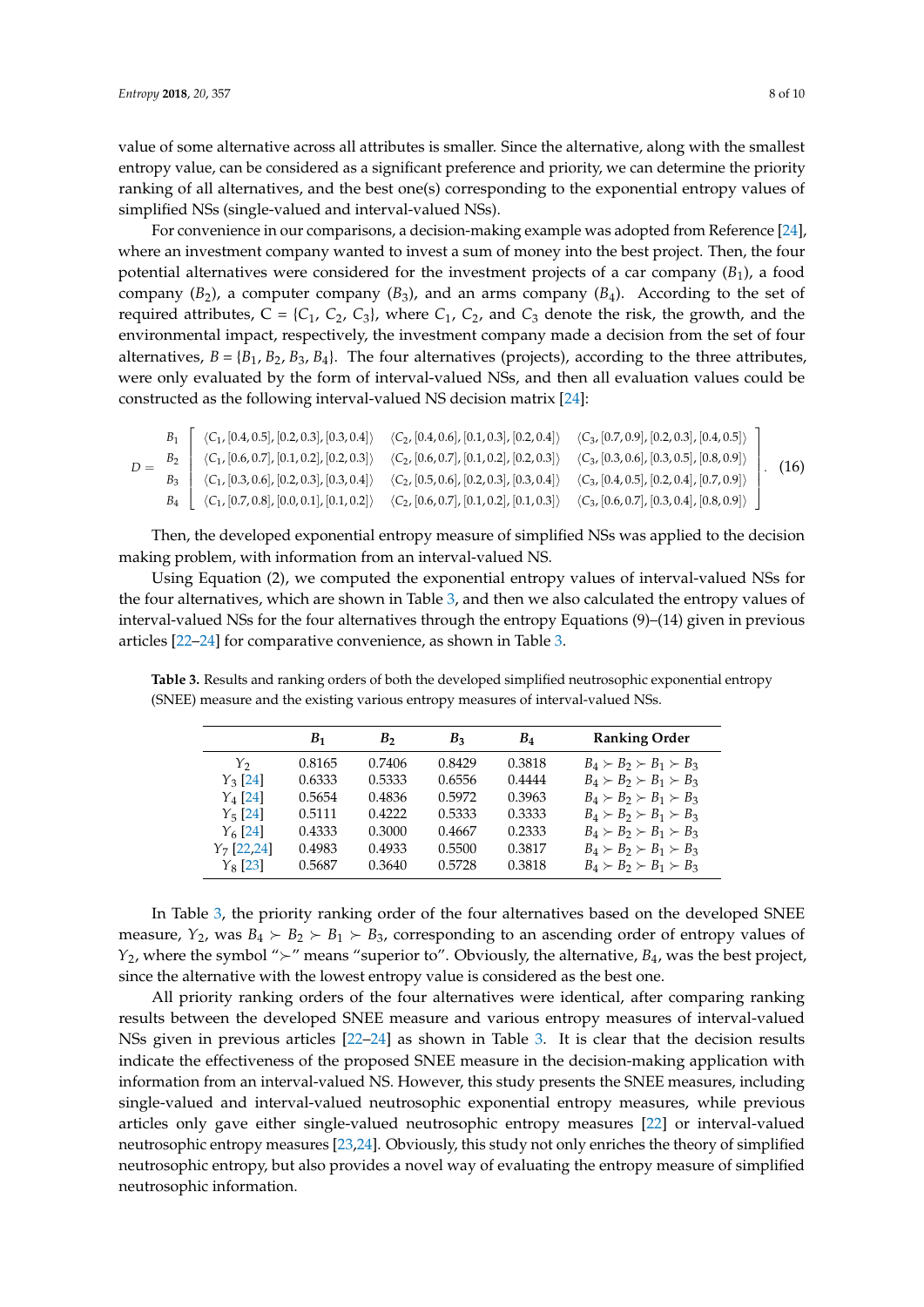value of some alternative across all attributes is smaller. Since the alternative, along with the smallest entropy value, can be considered as a significant preference and priority, we can determine the priority ranking of all alternatives, and the best one(s) corresponding to the exponential entropy values of simplified NSs (single-valued and interval-valued NSs).

For convenience in our comparisons, a decision-making example was adopted from Reference [24], where an investment company wanted to invest a sum of money into the best project. Then, the four potential alternatives were considered for the investment projects of a car company ($B_1$), a food company ($B_2$), a computer company ($B_3$), and an arms company ($B_4$). According to the set of required attributes, C = {$C_1$, $C_2$, $C_3$}, where $C_1$, $C_2$, and $C_3$ denote the risk, the growth, and the environmental impact, respectively, the investment company made a decision from the set of four alternatives, $B$ = {$B_1$, $B_2$, $B_3$, $B_4$}. The four alternatives (projects), according to the three attributes, were only evaluated by the form of interval-valued NSs, and then all evaluation values could be constructed as the following interval-valued NS decision matrix [24]:

$$D = \begin{matrix} B_1 \\ B_2 \\ B_3 \\ B_4 \end{matrix} \begin{bmatrix} \langle C_1, [0.4, 0.5], [0.2, 0.3], [0.3, 0.4] \rangle & \langle C_2, [0.4, 0.6], [0.1, 0.3], [0.2, 0.4] \rangle & \langle C_3, [0.7, 0.9], [0.2, 0.3], [0.4, 0.5] \rangle \\ \langle C_1, [0.6, 0.7], [0.1, 0.2], [0.2, 0.3] \rangle & \langle C_2, [0.6, 0.7], [0.1, 0.2], [0.2, 0.3] \rangle & \langle C_3, [0.3, 0.6], [0.3, 0.5], [0.8, 0.9] \rangle \\ \langle C_1, [0.3, 0.6], [0.2, 0.3], [0.3, 0.4] \rangle & \langle C_2, [0.5, 0.6], [0.2, 0.3], [0.3, 0.4] \rangle & \langle C_3, [0.4, 0.5], [0.2, 0.4], [0.7, 0.9] \rangle \\ \langle C_1, [0.7, 0.8], [0.0, 0.1], [0.1, 0.2] \rangle & \langle C_2, [0.6, 0.7], [0.1, 0.2], [0.1, 0.3] \rangle & \langle C_3, [0.6, 0.7], [0.3, 0.4], [0.8, 0.9] \rangle \end{bmatrix}. \quad (16)$$

Then, the developed exponential entropy measure of simplified NSs was applied to the decision making problem, with information from an interval-valued NS.

Using Equation (2), we computed the exponential entropy values of interval-valued NSs for the four alternatives, which are shown in Table 3, and then we also calculated the entropy values of interval-valued NSs for the four alternatives through the entropy Equations (9)–(14) given in previous articles [22–24] for comparative convenience, as shown in Table 3.

**Table 3.** Results and ranking orders of both the developed simplified neutrosophic exponential entropy (SNEE) measure and the existing various entropy measures of interval-valued NSs.

| | $B_1$ | $B_2$ | $B_3$ | $B_4$ | Ranking Order |
|---|---|---|---|---|---|
| $Y_2$ | 0.8165 | 0.7406 | 0.8429 | 0.3818 | $B_4 \succ B_2 \succ B_1 \succ B_3$ |
| $Y_3$ [24] | 0.6333 | 0.5333 | 0.6556 | 0.4444 | $B_4 \succ B_2 \succ B_1 \succ B_3$ |
| $Y_4$ [24] | 0.5654 | 0.4836 | 0.5972 | 0.3963 | $B_4 \succ B_2 \succ B_1 \succ B_3$ |
| $Y_5$ [24] | 0.5111 | 0.4222 | 0.5333 | 0.3333 | $B_4 \succ B_2 \succ B_1 \succ B_3$ |
| $Y_6$ [24] | 0.4333 | 0.3000 | 0.4667 | 0.2333 | $B_4 \succ B_2 \succ B_1 \succ B_3$ |
| $Y_7$ [22,24] | 0.4983 | 0.4933 | 0.5500 | 0.3817 | $B_4 \succ B_2 \succ B_1 \succ B_3$ |
| $Y_8$ [23] | 0.5687 | 0.3640 | 0.5728 | 0.3818 | $B_4 \succ B_2 \succ B_1 \succ B_3$ |

In Table 3, the priority ranking order of the four alternatives based on the developed SNEE measure, $Y_2$, was $B_4 \succ B_2 \succ B_1 \succ B_3$, corresponding to an ascending order of entropy values of $Y_2$, where the symbol "$\succ$" means "superior to". Obviously, the alternative, $B_4$, was the best project, since the alternative with the lowest entropy value is considered as the best one.

All priority ranking orders of the four alternatives were identical, after comparing ranking results between the developed SNEE measure and various entropy measures of interval-valued NSs given in previous articles [22–24] as shown in Table 3. It is clear that the decision results indicate the effectiveness of the proposed SNEE measure in the decision-making application with information from an interval-valued NS. However, this study presents the SNEE measures, including single-valued and interval-valued neutrosophic exponential entropy measures, while previous articles only gave either single-valued neutrosophic entropy measures [22] or interval-valued neutrosophic entropy measures [23,24]. Obviously, this study not only enriches the theory of simplified neutrosophic entropy, but also provides a novel way of evaluating the entropy measure of simplified neutrosophic information.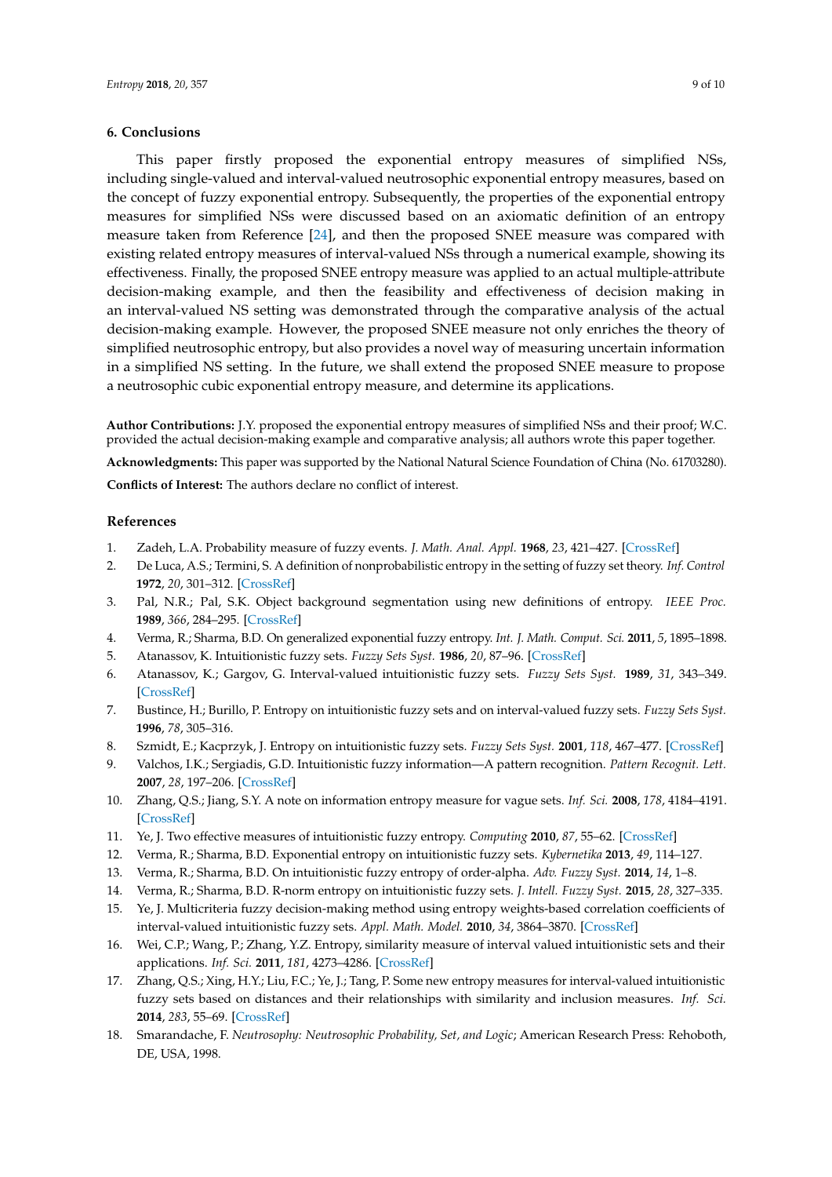## 6. Conclusions

This paper firstly proposed the exponential entropy measures of simplified NSs, including single-valued and interval-valued neutrosophic exponential entropy measures, based on the concept of fuzzy exponential entropy. Subsequently, the properties of the exponential entropy measures for simplified NSs were discussed based on an axiomatic definition of an entropy measure taken from Reference [24], and then the proposed SNEE measure was compared with existing related entropy measures of interval-valued NSs through a numerical example, showing its effectiveness. Finally, the proposed SNEE entropy measure was applied to an actual multiple-attribute decision-making example, and then the feasibility and effectiveness of decision making in an interval-valued NS setting was demonstrated through the comparative analysis of the actual decision-making example. However, the proposed SNEE measure not only enriches the theory of simplified neutrosophic entropy, but also provides a novel way of measuring uncertain information in a simplified NS setting. In the future, we shall extend the proposed SNEE measure to propose a neutrosophic cubic exponential entropy measure, and determine its applications.

**Author Contributions:** J.Y. proposed the exponential entropy measures of simplified NSs and their proof; W.C. provided the actual decision-making example and comparative analysis; all authors wrote this paper together.

**Acknowledgments:** This paper was supported by the National Natural Science Foundation of China (No. 61703280).

**Conflicts of Interest:** The authors declare no conflict of interest.

## References

1. Zadeh, L.A. Probability measure of fuzzy events. *J. Math. Anal. Appl.* **1968**, *23*, 421–427. [CrossRef]
2. De Luca, A.S.; Termini, S. A definition of nonprobabilistic entropy in the setting of fuzzy set theory. *Inf. Control* **1972**, *20*, 301–312. [CrossRef]
3. Pal, N.R.; Pal, S.K. Object background segmentation using new definitions of entropy. *IEEE Proc.* **1989**, *366*, 284–295. [CrossRef]
4. Verma, R.; Sharma, B.D. On generalized exponential fuzzy entropy. *Int. J. Math. Comput. Sci.* **2011**, *5*, 1895–1898.
5. Atanassov, K. Intuitionistic fuzzy sets. *Fuzzy Sets Syst.* **1986**, *20*, 87–96. [CrossRef]
6. Atanassov, K.; Gargov, G. Interval-valued intuitionistic fuzzy sets. *Fuzzy Sets Syst.* **1989**, *31*, 343–349. [CrossRef]
7. Bustince, H.; Burillo, P. Entropy on intuitionistic fuzzy sets and on interval-valued fuzzy sets. *Fuzzy Sets Syst.* **1996**, *78*, 305–316.
8. Szmidt, E.; Kacprzyk, J. Entropy on intuitionistic fuzzy sets. *Fuzzy Sets Syst.* **2001**, *118*, 467–477. [CrossRef]
9. Valchos, I.K.; Sergiadis, G.D. Intuitionistic fuzzy information—A pattern recognition. *Pattern Recognit. Lett.* **2007**, *28*, 197–206. [CrossRef]
10. Zhang, Q.S.; Jiang, S.Y. A note on information entropy measure for vague sets. *Inf. Sci.* **2008**, *178*, 4184–4191. [CrossRef]
11. Ye, J. Two effective measures of intuitionistic fuzzy entropy. *Computing* **2010**, *87*, 55–62. [CrossRef]
12. Verma, R.; Sharma, B.D. Exponential entropy on intuitionistic fuzzy sets. *Kybernetika* **2013**, *49*, 114–127.
13. Verma, R.; Sharma, B.D. On intuitionistic fuzzy entropy of order-alpha. *Adv. Fuzzy Syst.* **2014**, *14*, 1–8.
14. Verma, R.; Sharma, B.D. R-norm entropy on intuitionistic fuzzy sets. *J. Intell. Fuzzy Syst.* **2015**, *28*, 327–335.
15. Ye, J. Multicriteria fuzzy decision-making method using entropy weights-based correlation coefficients of interval-valued intuitionistic fuzzy sets. *Appl. Math. Model.* **2010**, *34*, 3864–3870. [CrossRef]
16. Wei, C.P.; Wang, P.; Zhang, Y.Z. Entropy, similarity measure of interval valued intuitionistic sets and their applications. *Inf. Sci.* **2011**, *181*, 4273–4286. [CrossRef]
17. Zhang, Q.S.; Xing, H.Y.; Liu, F.C.; Ye, J.; Tang, P. Some new entropy measures for interval-valued intuitionistic fuzzy sets based on distances and their relationships with similarity and inclusion measures. *Inf. Sci.* **2014**, *283*, 55–69. [CrossRef]
18. Smarandache, F. *Neutrosophy: Neutrosophic Probability, Set, and Logic*; American Research Press: Rehoboth, DE, USA, 1998.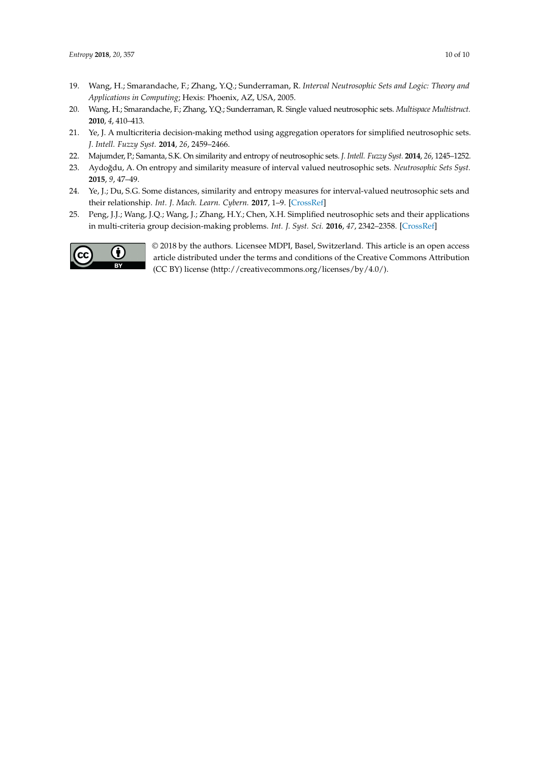19. Wang, H.; Smarandache, F.; Zhang, Y.Q.; Sunderraman, R. *Interval Neutrosophic Sets and Logic: Theory and Applications in Computing*; Hexis: Phoenix, AZ, USA, 2005.
20. Wang, H.; Smarandache, F.; Zhang, Y.Q.; Sunderraman, R. Single valued neutrosophic sets. *Multispace Multistruct.* **2010**, *4*, 410–413.
21. Ye, J. A multicriteria decision-making method using aggregation operators for simplified neutrosophic sets. *J. Intell. Fuzzy Syst.* **2014**, *26*, 2459–2466.
22. Majumder, P.; Samanta, S.K. On similarity and entropy of neutrosophic sets. *J. Intell. Fuzzy Syst.* **2014**, *26*, 1245–1252.
23. Aydoğdu, A. On entropy and similarity measure of interval valued neutrosophic sets. *Neutrosophic Sets Syst.* **2015**, *9*, 47–49.
24. Ye, J.; Du, S.G. Some distances, similarity and entropy measures for interval-valued neutrosophic sets and their relationship. *Int. J. Mach. Learn. Cybern.* **2017**, 1–9. [CrossRef]
25. Peng, J.J.; Wang, J.Q.; Wang, J.; Zhang, H.Y.; Chen, X.H. Simplified neutrosophic sets and their applications in multi-criteria group decision-making problems. *Int. J. Syst. Sci.* **2016**, *47*, 2342–2358. [CrossRef]

© 2018 by the authors. Licensee MDPI, Basel, Switzerland. This article is an open access article distributed under the terms and conditions of the Creative Commons Attribution (CC BY) license (http://creativecommons.org/licenses/by/4.0/).